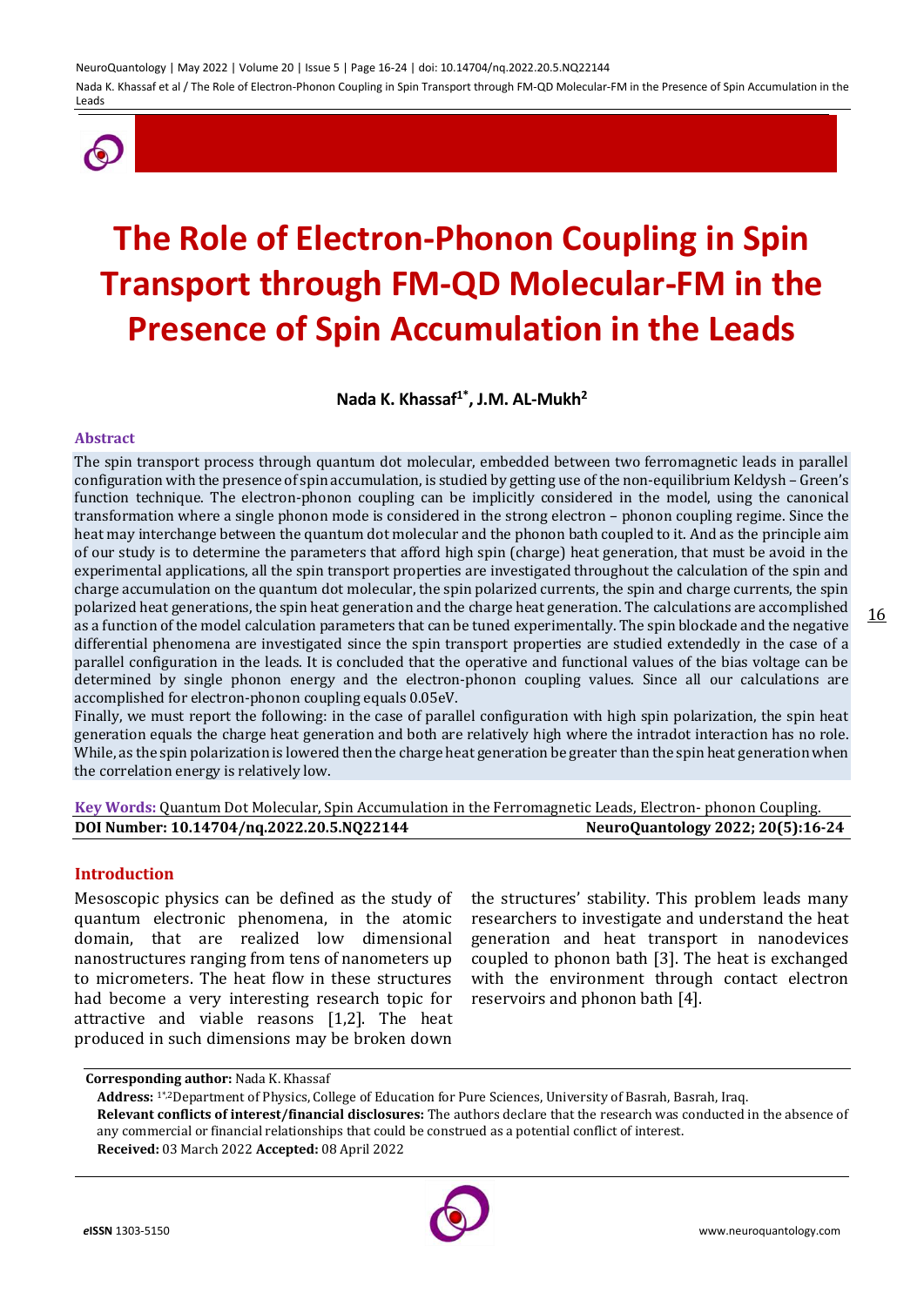# The Role of Electron-Phonon Coupling in Spin Transport through FM-QD Molecular-FM in the Presence of Spin Accumulation in the Leads

**Nada K. Khassaf[1*], J.M. AL-Mukh[2]**

### Abstract

The spin transport process through quantum dot molecular, embedded between two ferromagnetic leads in parallel configuration with the presence of spin accumulation, is studied by getting use of the non-equilibrium Keldysh – Green's function technique. The electron-phonon coupling can be implicitly considered in the model, using the canonical transformation where a single phonon mode is considered in the strong electron – phonon coupling regime. Since the heat may interchange between the quantum dot molecular and the phonon bath coupled to it. And as the principle aim of our study is to determine the parameters that afford high spin (charge) heat generation, that must be avoid in the experimental applications, all the spin transport properties are investigated throughout the calculation of the spin and charge accumulation on the quantum dot molecular, the spin polarized currents, the spin and charge currents, the spin polarized heat generations, the spin heat generation and the charge heat generation. The calculations are accomplished as a function of the model calculation parameters that can be tuned experimentally. The spin blockade and the negative differential phenomena are investigated since the spin transport properties are studied extendedly in the case of a parallel configuration in the leads. It is concluded that the operative and functional values of the bias voltage can be determined by single phonon energy and the electron-phonon coupling values. Since all our calculations are accomplished for electron-phonon coupling equals 0.05eV.

Finally, we must report the following: in the case of parallel configuration with high spin polarization, the spin heat generation equals the charge heat generation and both are relatively high where the intradot interaction has no role. While, as the spin polarization is lowered then the charge heat generation be greater than the spin heat generation when the correlation energy is relatively low.

**Key Words:** Quantum Dot Molecular, Spin Accumulation in the Ferromagnetic Leads, Electron- phonon Coupling.

**DOI Number: 10.14704/nq.2022.20.5.NQ22144** **NeuroQuantology 2022; 20(5):16-24**

### Introduction

Mesoscopic physics can be defined as the study of quantum electronic phenomena, in the atomic domain, that are realized low dimensional nanostructures ranging from tens of nanometers up to micrometers. The heat flow in these structures had become a very interesting research topic for attractive and viable reasons [1,2]. The heat produced in such dimensions may be broken down the structures' stability. This problem leads many researchers to investigate and understand the heat generation and heat transport in nanodevices coupled to phonon bath [3]. The heat is exchanged with the environment through contact electron reservoirs and phonon bath [4].

---

**Corresponding author:** Nada K. Khassaf

**Address:** [1*,2]Department of Physics, College of Education for Pure Sciences, University of Basrah, Basrah, Iraq.

**Relevant conflicts of interest/financial disclosures:** The authors declare that the research was conducted in the absence of any commercial or financial relationships that could be construed as a potential conflict of interest.

**Received:** 03 March 2022 **Accepted:** 08 April 2022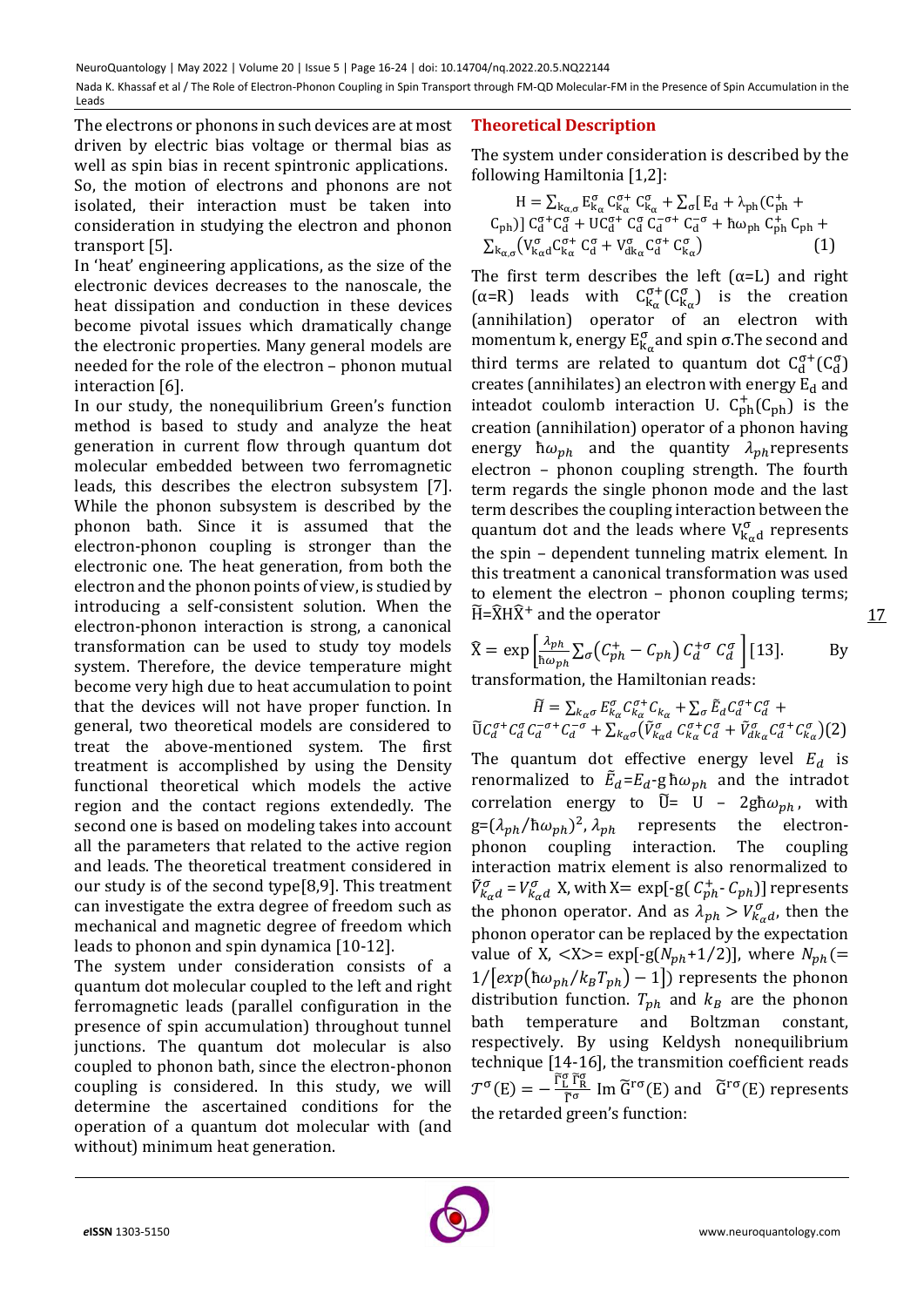The electrons or phonons in such devices are at most driven by electric bias voltage or thermal bias as well as spin bias in recent spintronic applications. So, the motion of electrons and phonons are not isolated, their interaction must be taken into consideration in studying the electron and phonon transport [5].

In 'heat' engineering applications, as the size of the electronic devices decreases to the nanoscale, the heat dissipation and conduction in these devices become pivotal issues which dramatically change the electronic properties. Many general models are needed for the role of the electron – phonon mutual interaction [6].

In our study, the nonequilibrium Green's function method is based to study and analyze the heat generation in current flow through quantum dot molecular embedded between two ferromagnetic leads, this describes the electron subsystem [7]. While the phonon subsystem is described by the phonon bath. Since it is assumed that the electron-phonon coupling is stronger than the electronic one. The heat generation, from both the electron and the phonon points of view, is studied by introducing a self-consistent solution. When the electron-phonon interaction is strong, a canonical transformation can be used to study toy models system. Therefore, the device temperature might become very high due to heat accumulation to point that the devices will not have proper function. In general, two theoretical models are considered to treat the above-mentioned system. The first treatment is accomplished by using the Density functional theoretical which models the active region and the contact regions extendedly. The second one is based on modeling takes into account all the parameters that related to the active region and leads. The theoretical treatment considered in our study is of the second type[8,9]. This treatment can investigate the extra degree of freedom such as mechanical and magnetic degree of freedom which leads to phonon and spin dynamica [10-12].

The system under consideration consists of a quantum dot molecular coupled to the left and right ferromagnetic leads (parallel configuration in the presence of spin accumulation) throughout tunnel junctions. The quantum dot molecular is also coupled to phonon bath, since the electron-phonon coupling is considered. In this study, we will determine the ascertained conditions for the operation of a quantum dot molecular with (and without) minimum heat generation.

## Theoretical Description

The system under consideration is described by the following Hamiltonia [1,2]:

$$H = \sum_{k_\alpha,\sigma} E^{\sigma}_{k_\alpha} C^{\sigma+}_{k_\alpha} C^{\sigma}_{k_\alpha} + \sum_\sigma [E_d + \lambda_{ph}(C^{+}_{ph} + C_{ph})]\, C^{\sigma+}_{d} C^{\sigma}_{d} + U C^{\sigma+}_{d} C^{\sigma}_{d} C^{-\sigma+}_{d} C^{-\sigma}_{d} + \hbar\omega_{ph} C^{+}_{ph} C_{ph} + \sum_{k_\alpha,\sigma} (V^{\sigma}_{k_\alpha d} C^{\sigma+}_{k_\alpha} C^{\sigma}_{d} + V^{\sigma}_{dk_\alpha} C^{\sigma+}_{d} C^{\sigma}_{k_\alpha}) \quad (1)$$

The first term describes the left ($\alpha$=L) and right ($\alpha$=R) leads with $C^{\sigma+}_{k_\alpha}(C^{\sigma}_{k_\alpha})$ is the creation (annihilation) operator of an electron with momentum k, energy $E^{\sigma}_{k_\alpha}$ and spin $\sigma$.The second and third terms are related to quantum dot $C^{\sigma+}_{d}(C^{\sigma}_{d})$ creates (annihilates) an electron with energy $E_d$ and inteadot coulomb interaction U. $C^{+}_{ph}(C_{ph})$ is the creation (annihilation) operator of a phonon having energy $\hbar\omega_{ph}$ and the quantity $\lambda_{ph}$ represents electron – phonon coupling strength. The fourth term regards the single phonon mode and the last term describes the coupling interaction between the quantum dot and the leads where $V^{\sigma}_{k_\alpha d}$ represents the spin – dependent tunneling matrix element. In this treatment a canonical transformation was used to element the electron – phonon coupling terms; $\widetilde{H} = \widehat{X} H \widehat{X}^{+}$ and the operator

$$\widehat{X} = \exp\left[\frac{\lambda_{ph}}{\hbar\omega_{ph}} \sum_\sigma (C^{+}_{ph} - C_{ph})\, C^{+\sigma}_{d} C^{\sigma}_{d}\right] [13].$$

By transformation, the Hamiltonian reads:

$$\widetilde{H} = \sum_{k_\alpha\sigma} E^{\sigma}_{k_\alpha} C^{\sigma+}_{k_\alpha} C_{k_\alpha} + \sum_\sigma \tilde{E}_d C^{\sigma+}_{d} C^{\sigma}_{d} + \widetilde{U} C^{\sigma+}_{d} C^{\sigma}_{d} C^{-\sigma+}_{d} C^{-\sigma}_{d} + \sum_{k_\alpha\sigma} (\tilde{V}^{\sigma}_{k_\alpha d} C^{\sigma+}_{k_\alpha} C^{\sigma}_{d} + \tilde{V}^{\sigma}_{dk_\alpha} C^{\sigma+}_{d} C^{\sigma}_{k_\alpha}) \quad (2)$$

The quantum dot effective energy level $E_d$ is renormalized to $\tilde{E}_d = E_d - g\hbar\omega_{ph}$ and the intradot correlation energy to $\widetilde{U} = U - 2g\hbar\omega_{ph}$, with $g = (\lambda_{ph}/\hbar\omega_{ph})^2$, $\lambda_{ph}$ represents the electron-phonon coupling interaction. The coupling interaction matrix element is also renormalized to $\tilde{V}^{\sigma}_{k_\alpha d} = V^{\sigma}_{k_\alpha d}$ X, with X= $\exp[-g(C^{+}_{ph} - C_{ph})]$ represents the phonon operator. And as $\lambda_{ph} > V^{\sigma}_{k_\alpha d}$, then the phonon operator can be replaced by the expectation value of X, $\langle X \rangle = \exp[-g(N_{ph}+1/2)]$, where $N_{ph} (= 1/[\exp(\hbar\omega_{ph}/k_B T_{ph}) - 1])$ represents the phonon distribution function. $T_{ph}$ and $k_B$ are the phonon bath temperature and Boltzman constant, respectively. By using Keldysh nonequilibrium technique [14-16], the transmition coefficient reads $\mathcal{T}^{\sigma}(E) = -\frac{\widetilde{\Gamma}^{\sigma}_{L}\widetilde{\Gamma}^{\sigma}_{R}}{\widetilde{\Gamma}^{\sigma}}\, \mathrm{Im}\, \widetilde{G}^{r\sigma}(E)$ and $\widetilde{G}^{r\sigma}(E)$ represents the retarded green's function: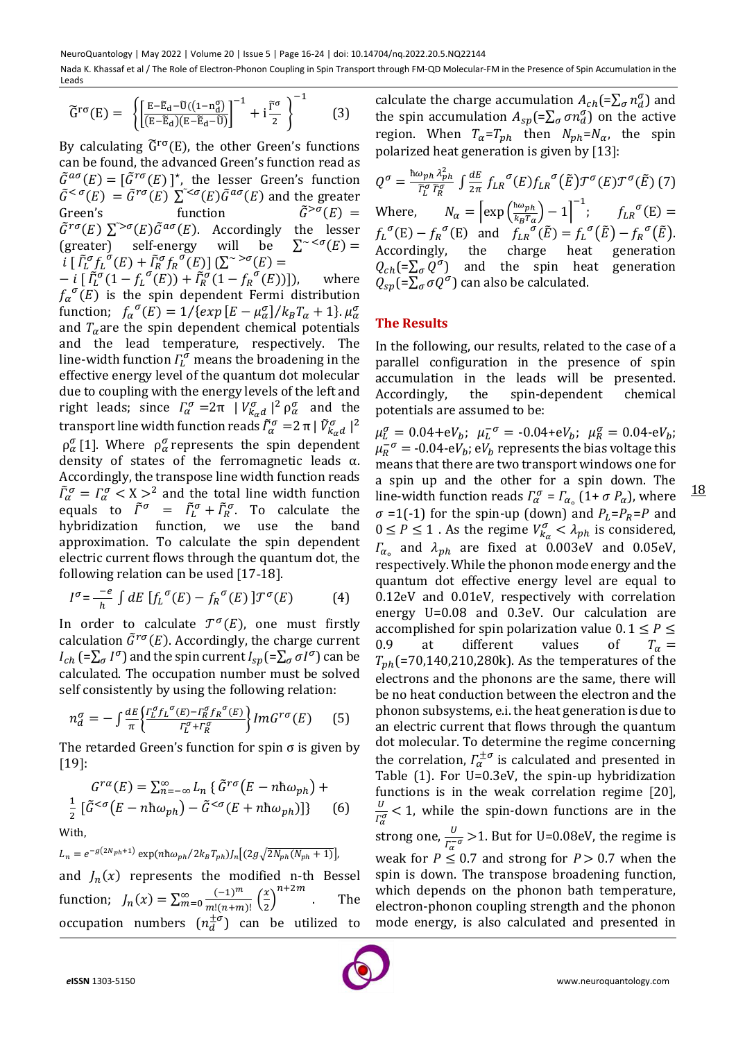$$\tilde{G}^{r\sigma}(E) = \left\{ \left[ \frac{E - \tilde{E}_d - \tilde{U}((1 - n_d^{\bar{\sigma}})}{(E - \tilde{E}_d)(E - \tilde{E}_d - \tilde{U})} \right]^{-1} + i \frac{\tilde{\Gamma}^{\sigma}}{2} \right\}^{-1} \quad (3)$$

By calculating $\tilde{G}^{r\sigma}(E)$, the other Green's functions can be found, the advanced Green's function read as $\tilde{G}^{a\sigma}(E) = [\tilde{G}^{r\sigma}(E)]^{\star}$, the lesser Green's function $\tilde{G}^{<\sigma}(E) = \tilde{G}^{r\sigma}(E) \sum^{\sim<\sigma}(E)\tilde{G}^{a\sigma}(E)$ and the greater Green's function $\tilde{G}^{>\sigma}(E) = \tilde{G}^{r\sigma}(E) \sum^{\sim>\sigma}(E)\tilde{G}^{a\sigma}(E)$. Accordingly the lesser (greater) self-energy will be $\sum^{\sim<\sigma}(E) = i\,[\,\tilde{\Gamma}_L^{\sigma} f_L{}^{\sigma}(E) + \tilde{\Gamma}_R^{\sigma} f_R{}^{\sigma}(E)]$ ($\sum^{\sim>\sigma}(E) = -\,i\,[\,\tilde{\Gamma}_L^{\sigma}(1 - f_L{}^{\sigma}(E)) + \tilde{\Gamma}_R^{\sigma}(1 - f_R{}^{\sigma}(E))]$), where $f_\alpha{}^{\sigma}(E)$ is the spin dependent Fermi distribution function; $f_\alpha{}^{\sigma}(E) = 1/\{exp\,[E - \mu_\alpha^{\sigma}]/k_B T_\alpha + 1\}$. $\mu_\alpha^{\sigma}$ and $T_\alpha$ are the spin dependent chemical potentials and the lead temperature, respectively. The line-width function $\Gamma_L^{\sigma}$ means the broadening in the effective energy level of the quantum dot molecular due to coupling with the energy levels of the left and right leads; since $\Gamma_\alpha^{\sigma} = 2\pi\ |V_{k_\alpha d}^{\sigma}|^2\,\rho_\alpha^{\sigma}$ and the transport line width function reads $\tilde{\Gamma}_\alpha^{\sigma} = 2\,\pi\,|\tilde{V}_{k_\alpha d}^{\sigma}|^2\,\rho_\alpha^{\sigma}$ [1]. Where $\rho_\alpha^{\sigma}$ represents the spin dependent density of states of the ferromagnetic leads α. Accordingly, the transpose line width function reads $\tilde{\Gamma}_\alpha^{\sigma} = \Gamma_\alpha^{\sigma} < X >^2$ and the total line width function equals to $\tilde{\Gamma}^{\sigma} = \tilde{\Gamma}_L^{\sigma} + \tilde{\Gamma}_R^{\sigma}$. To calculate the hybridization function, we use the band approximation. To calculate the spin dependent electric current flows through the quantum dot, the following relation can be used [17-18].

$$I^{\sigma} = \frac{-e}{h} \int dE\ [f_L{}^{\sigma}(E) - f_R{}^{\sigma}(E)\,]\mathcal{T}^{\sigma}(E) \quad (4)$$

In order to calculate $\mathcal{T}^{\sigma}(E)$, one must firstly calculation $\tilde{G}^{r\sigma}(E)$. Accordingly, the charge current $I_{ch}$ ($=\sum_\sigma I^{\sigma}$) and the spin current $I_{sp}$ ($=\sum_\sigma \sigma I^{\sigma}$) can be calculated. The occupation number must be solved self consistently by using the following relation:

$$n_d^{\sigma} = -\int \frac{dE}{\pi} \left\{ \frac{\Gamma_L^{\sigma} f_L{}^{\sigma}(E) - \Gamma_R^{\sigma} f_R{}^{\sigma}(E)}{\Gamma_L^{\sigma} + \Gamma_R^{\sigma}} \right\} Im G^{r\sigma}(E) \quad (5)$$

The retarded Green's function for spin σ is given by [19]:

$$G^{r\alpha}(E) = \sum_{n=-\infty}^{\infty} L_n\ \{\,\tilde{G}^{r\sigma}(E - n\hbar\omega_{ph}) + \frac{1}{2}\,[\tilde{G}^{<\sigma}(E - n\hbar\omega_{ph}) - \tilde{G}^{<\sigma}(E + n\hbar\omega_{ph})]\} \quad (6)$$

With,

$$L_n = e^{-g(2N_{ph}+1)} \exp(n\hbar\omega_{ph}/2k_B T_{ph}) J_n\left[(2g\sqrt{2N_{ph}(N_{ph}+1)}\right],$$

and $J_n(x)$ represents the modified n-th Bessel function; $J_n(x) = \sum_{m=0}^{\infty} \frac{(-1)^m}{m!(n+m)!} \left(\frac{x}{2}\right)^{n+2m}$. The occupation numbers $(n_d^{\pm\sigma})$ can be utilized to calculate the charge accumulation $A_{ch}$($=\sum_\sigma n_d^{\sigma}$) and the spin accumulation $A_{sp}$($=\sum_\sigma \sigma n_d^{\sigma}$) on the active region. When $T_\alpha = T_{ph}$ then $N_{ph} = N_\alpha$, the spin polarized heat generation is given by [13]:

$$Q^{\sigma} = \frac{\hbar\omega_{ph}\lambda_{ph}^2}{\tilde{\Gamma}_L^{\sigma}\tilde{\Gamma}_R^{\sigma}} \int \frac{dE}{2\pi}\ f_{LR}{}^{\sigma}(E) f_{LR}{}^{\sigma}(\tilde{E}) \mathcal{T}^{\sigma}(E)\mathcal{T}^{\sigma}(\tilde{E}) \quad (7)$$

Where, $N_\alpha = \left[\exp\left(\frac{\hbar\omega_{ph}}{k_B T_\alpha}\right) - 1\right]^{-1}$; $f_{LR}{}^{\sigma}(E) = f_L{}^{\sigma}(E) - f_R{}^{\sigma}(E)$ and $f_{LR}{}^{\sigma}(\tilde{E}) = f_L{}^{\sigma}(\tilde{E}) - f_R{}^{\sigma}(\tilde{E})$. Accordingly, the charge heat generation $Q_{ch}$($=\sum_\sigma Q^{\sigma}$) and the spin heat generation $Q_{sp}$($=\sum_\sigma \sigma Q^{\sigma}$) can also be calculated.

## The Results

In the following, our results, related to the case of a parallel configuration in the presence of spin accumulation in the leads will be presented. Accordingly, the spin-dependent chemical potentials are assumed to be:

$\mu_L^{\sigma} = 0.04 + eV_b$; $\mu_L^{-\sigma} = -0.04 + eV_b$; $\mu_R^{\sigma} = 0.04 - eV_b$; $\mu_R^{-\sigma} = -0.04 - eV_b$; $eV_b$ represents the bias voltage this means that there are two transport windows one for a spin up and the other for a spin down. The line-width function reads $\Gamma_\alpha^{\sigma} = \Gamma_{\alpha_\circ}(1 + \sigma\,P_\alpha)$, where $\sigma = 1(-1)$ for the spin-up (down) and $P_L = P_R = P$ and $0 \le P \le 1$ . As the regime $V_{k_\alpha}^{\sigma} < \lambda_{ph}$ is considered, $\Gamma_{\alpha_\circ}$ and $\lambda_{ph}$ are fixed at 0.003eV and 0.05eV, respectively. While the phonon mode energy and the quantum dot effective energy level are equal to 0.12eV and 0.01eV, respectively with correlation energy U=0.08 and 0.3eV. Our calculation are accomplished for spin polarization value $0.1 \le P \le 0.9$ at different values of $T_\alpha = T_{ph}$(=70,140,210,280k). As the temperatures of the electrons and the phonons are the same, there will be no heat conduction between the electron and the phonon subsystems, e.i. the heat generation is due to an electric current that flows through the quantum dot molecular. To determine the regime concerning the correlation, $\Gamma_\alpha^{\pm\sigma}$ is calculated and presented in Table (1). For U=0.3eV, the spin-up hybridization functions is in the weak correlation regime [20], $\frac{U}{\Gamma_\alpha^{\sigma}} < 1$, while the spin-down functions are in the strong one, $\frac{U}{\Gamma_\alpha^{-\sigma}} > 1$. But for U=0.08eV, the regime is weak for $P \le 0.7$ and strong for $P > 0.7$ when the spin is down. The transpose broadening function, which depends on the phonon bath temperature, electron-phonon coupling strength and the phonon mode energy, is also calculated and presented in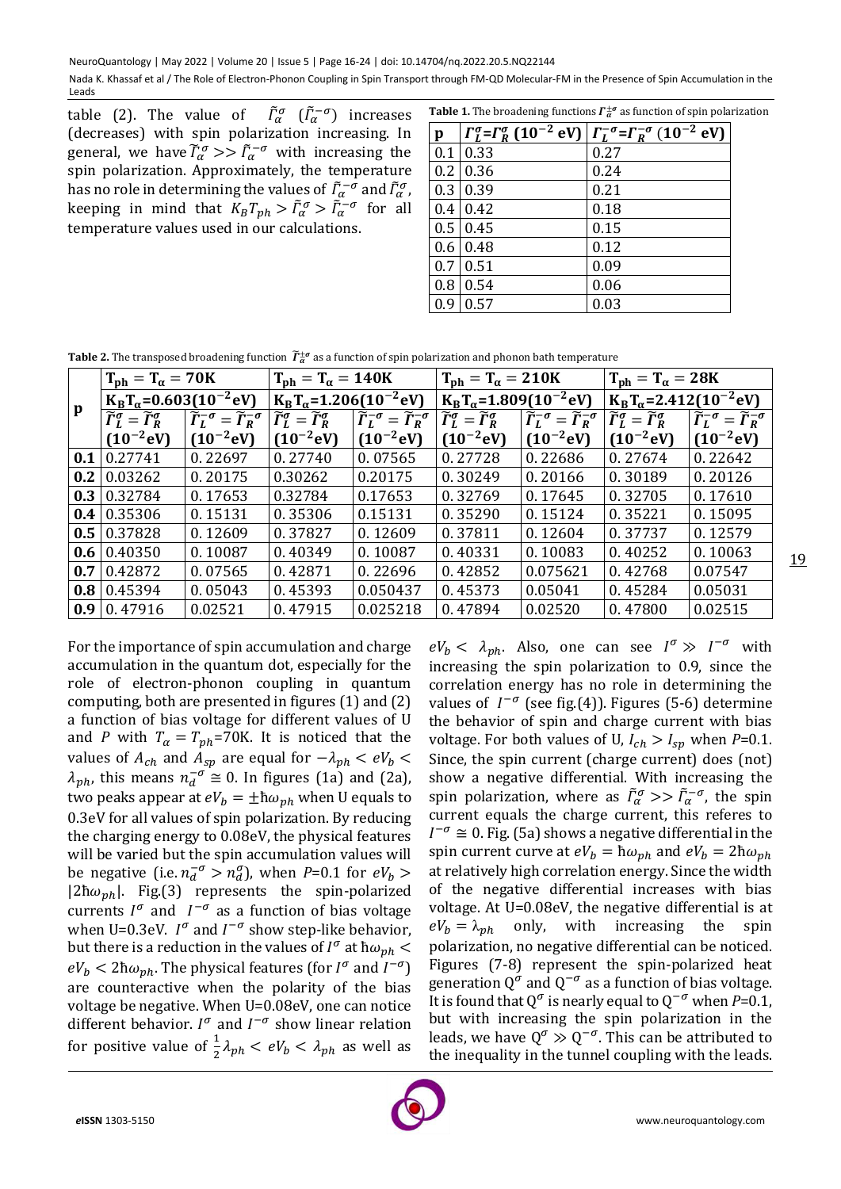table (2). The value of $\tilde{\Gamma}_{\alpha}^{\sigma}$ ($\tilde{\Gamma}_{\alpha}^{-\sigma}$) increases (decreases) with spin polarization increasing. In general, we have $\tilde{\Gamma}_{\alpha}^{\sigma} >> \tilde{\Gamma}_{\alpha}^{-\sigma}$ with increasing the spin polarization. Approximately, the temperature has no role in determining the values of $\tilde{\Gamma}_{\alpha}^{-\sigma}$ and $\tilde{\Gamma}_{\alpha}^{\sigma}$, keeping in mind that $K_B T_{ph} > \tilde{\Gamma}_{\alpha}^{\sigma} > \tilde{\Gamma}_{\alpha}^{-\sigma}$ for all temperature values used in our calculations.

**Table 1.** The broadening functions $\Gamma_{\alpha}^{\pm\sigma}$ as function of spin polarization

| p | $\Gamma_L^{\sigma}=\Gamma_R^{\sigma}$ ($10^{-2}$ eV) | $\Gamma_L^{-\sigma}=\Gamma_R^{-\sigma}$ ($10^{-2}$ eV) |
|---|---|---|
| 0.1 | 0.33 | 0.27 |
| 0.2 | 0.36 | 0.24 |
| 0.3 | 0.39 | 0.21 |
| 0.4 | 0.42 | 0.18 |
| 0.5 | 0.45 | 0.15 |
| 0.6 | 0.48 | 0.12 |
| 0.7 | 0.51 | 0.09 |
| 0.8 | 0.54 | 0.06 |
| 0.9 | 0.57 | 0.03 |

**Table 2.** The transposed broadening function $\tilde{\Gamma}_{\alpha}^{\pm\sigma}$ as a function of spin polarization and phonon bath temperature

| p | $T_{ph} = T_{\alpha} = 70K$ | | $T_{ph} = T_{\alpha} = 140K$ | | $T_{ph} = T_{\alpha} = 210K$ | | $T_{ph} = T_{\alpha} = 28K$ | |
|---|---|---|---|---|---|---|---|---|
| | $K_B T_{\alpha}$=0.603($10^{-2}$eV) | | $K_B T_{\alpha}$=1.206($10^{-2}$eV) | | $K_B T_{\alpha}$=1.809($10^{-2}$eV) | | $K_B T_{\alpha}$=2.412($10^{-2}$eV) | |
| | $\tilde{\Gamma}_L^{\sigma} = \tilde{\Gamma}_R^{\sigma}$ ($10^{-2}$eV) | $\tilde{\Gamma}_L^{-\sigma} = \tilde{\Gamma}_R^{-\sigma}$ ($10^{-2}$eV) | $\tilde{\Gamma}_L^{\sigma} = \tilde{\Gamma}_R^{\sigma}$ ($10^{-2}$eV) | $\tilde{\Gamma}_L^{-\sigma} = \tilde{\Gamma}_R^{-\sigma}$ ($10^{-2}$eV) | $\tilde{\Gamma}_L^{\sigma} = \tilde{\Gamma}_R^{\sigma}$ ($10^{-2}$eV) | $\tilde{\Gamma}_L^{-\sigma} = \tilde{\Gamma}_R^{-\sigma}$ ($10^{-2}$eV) | $\tilde{\Gamma}_L^{\sigma} = \tilde{\Gamma}_R^{\sigma}$ ($10^{-2}$eV) | $\tilde{\Gamma}_L^{-\sigma} = \tilde{\Gamma}_R^{-\sigma}$ ($10^{-2}$eV) |
| 0.1 | 0.27741 | 0.22697 | 0.27740 | 0.07565 | 0.27728 | 0.22686 | 0.27674 | 0.22642 |
| 0.2 | 0.03262 | 0.20175 | 0.30262 | 0.20175 | 0.30249 | 0.20166 | 0.30189 | 0.20126 |
| 0.3 | 0.32784 | 0.17653 | 0.32784 | 0.17653 | 0.32769 | 0.17645 | 0.32705 | 0.17610 |
| 0.4 | 0.35306 | 0.15131 | 0.35306 | 0.15131 | 0.35290 | 0.15124 | 0.35221 | 0.15095 |
| 0.5 | 0.37828 | 0.12609 | 0.37827 | 0.12609 | 0.37811 | 0.12604 | 0.37737 | 0.12579 |
| 0.6 | 0.40350 | 0.10087 | 0.40349 | 0.10087 | 0.40331 | 0.10083 | 0.40252 | 0.10063 |
| 0.7 | 0.42872 | 0.07565 | 0.42871 | 0.22696 | 0.42852 | 0.075621 | 0.42768 | 0.07547 |
| 0.8 | 0.45394 | 0.05043 | 0.45393 | 0.050437 | 0.45373 | 0.05041 | 0.45284 | 0.05031 |
| 0.9 | 0.47916 | 0.02521 | 0.47915 | 0.025218 | 0.47894 | 0.02520 | 0.47800 | 0.02515 |

For the importance of spin accumulation and charge accumulation in the quantum dot, especially for the role of electron-phonon coupling in quantum computing, both are presented in figures (1) and (2) a function of bias voltage for different values of U and *P* with $T_{\alpha} = T_{ph}$=70K. It is noticed that the values of $A_{ch}$ and $A_{sp}$ are equal for $-\lambda_{ph} < eV_b < \lambda_{ph}$, this means $n_d^{-\sigma} \cong 0$. In figures (1a) and (2a), two peaks appear at $eV_b = \pm\hbar\omega_{ph}$ when U equals to 0.3eV for all values of spin polarization. By reducing the charging energy to 0.08eV, the physical features will be varied but the spin accumulation values will be negative (i.e. $n_d^{-\sigma} > n_d^{\sigma}$), when *P*=0.1 for $eV_b > |2\hbar\omega_{ph}|$. Fig.(3) represents the spin-polarized currents $I^{\sigma}$ and $I^{-\sigma}$ as a function of bias voltage when U=0.3eV. $I^{\sigma}$ and $I^{-\sigma}$ show step-like behavior, but there is a reduction in the values of $I^{\sigma}$ at $\hbar\omega_{ph} < eV_b < 2\hbar\omega_{ph}$. The physical features (for $I^{\sigma}$ and $I^{-\sigma}$) are counteractive when the polarity of the bias voltage be negative. When U=0.08eV, one can notice different behavior. $I^{\sigma}$ and $I^{-\sigma}$ show linear relation for positive value of $\frac{1}{2}\lambda_{ph} < eV_b < \lambda_{ph}$ as well as $eV_b < \lambda_{ph}$. Also, one can see $I^{\sigma} \gg I^{-\sigma}$ with increasing the spin polarization to 0.9, since the correlation energy has no role in determining the values of $I^{-\sigma}$ (see fig.(4)). Figures (5-6) determine the behavior of spin and charge current with bias voltage. For both values of U, $I_{ch} > I_{sp}$ when *P*=0.1. Since, the spin current (charge current) does (not) show a negative differential. With increasing the spin polarization, where as $\tilde{\Gamma}_{\alpha}^{\sigma} >> \tilde{\Gamma}_{\alpha}^{-\sigma}$, the spin current equals the charge current, this referes to $I^{-\sigma} \cong 0$. Fig. (5a) shows a negative differential in the spin current curve at $eV_b = \hbar\omega_{ph}$ and $eV_b = 2\hbar\omega_{ph}$ at relatively high correlation energy. Since the width of the negative differential increases with bias voltage. At U=0.08eV, the negative differential is at $eV_b = \lambda_{ph}$ only, with increasing the spin polarization, no negative differential can be noticed. Figures (7-8) represent the spin-polarized heat generation $Q^{\sigma}$ and $Q^{-\sigma}$ as a function of bias voltage. It is found that $Q^{\sigma}$ is nearly equal to $Q^{-\sigma}$ when *P*=0.1, but with increasing the spin polarization in the leads, we have $Q^{\sigma} \gg Q^{-\sigma}$. This can be attributed to the inequality in the tunnel coupling with the leads.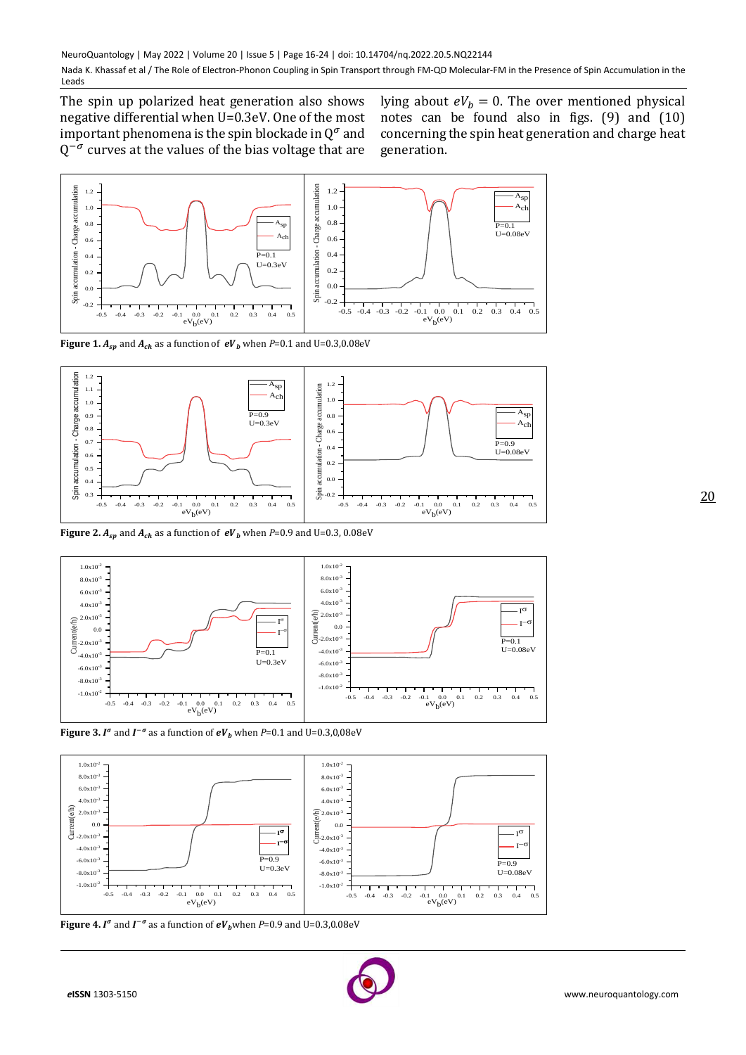The spin up polarized heat generation also shows negative differential when U=0.3eV. One of the most important phenomena is the spin blockade in $Q^{\sigma}$ and $Q^{-\sigma}$ curves at the values of the bias voltage that are lying about $eV_b = 0$. The over mentioned physical notes can be found also in figs. (9) and (10) concerning the spin heat generation and charge heat generation.

**Figure 1.** $A_{sp}$ and $A_{ch}$ as a function of $eV_b$ when *P*=0.1 and U=0.3,0.08eV

**Figure 2.** $A_{sp}$ and $A_{ch}$ as a function of $eV_b$ when *P*=0.9 and U=0.3, 0.08eV

**Figure 3.** $I^{\sigma}$ and $I^{-\sigma}$ as a function of $eV_b$ when *P*=0.1 and U=0.3,0,08eV

**Figure 4.** $I^{\sigma}$ and $I^{-\sigma}$ as a function of $eV_b$ when *P*=0.9 and U=0.3,0.08eV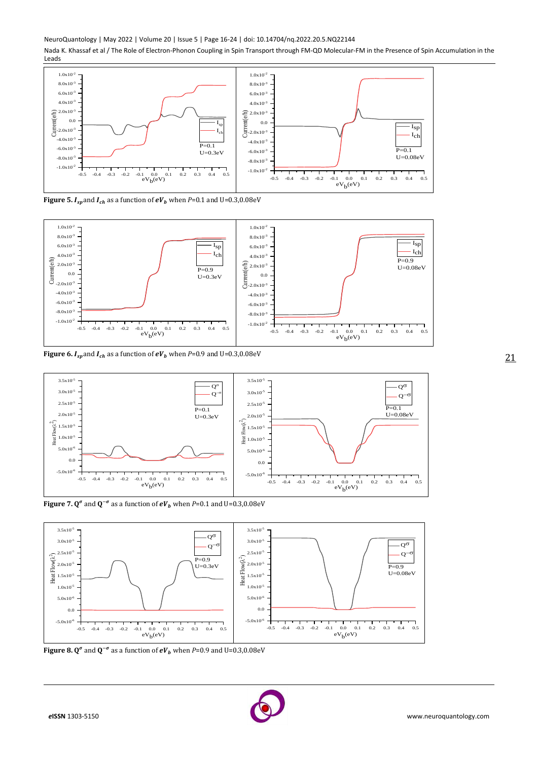**Figure 5.** $I_{sp}$ and $I_{ch}$ as a function of $eV_b$ when $P$=0.1 and U=0.3,0.08eV

**Figure 6.** $I_{sp}$ and $I_{ch}$ as a function of $eV_b$ when $P$=0.9 and U=0.3,0.08eV

**Figure 7.** $Q^{\sigma}$ and $Q^{-\sigma}$ as a function of $eV_b$ when $P$=0.1 and U=0.3,0.08eV

**Figure 8.** $Q^{\sigma}$ and $Q^{-\sigma}$ as a function of $eV_b$ when $P$=0.9 and U=0.3,0.08eV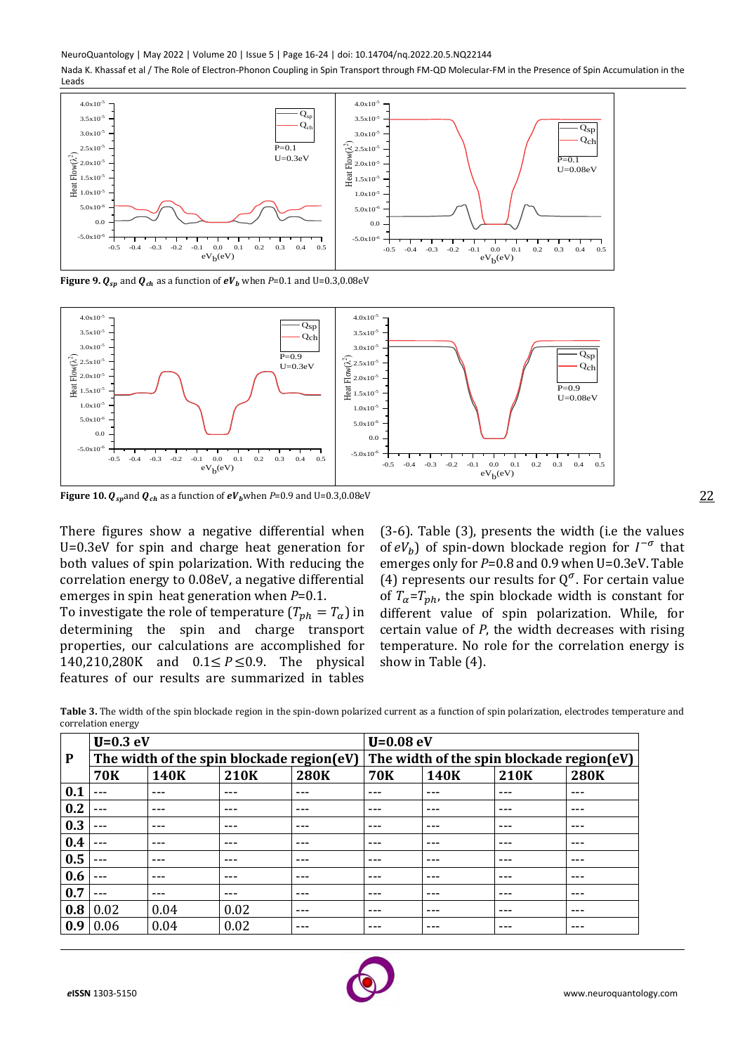**Figure 9.** $Q_{sp}$ and $Q_{ch}$ as a function of $eV_b$ when $P$=0.1 and U=0.3,0.08eV

**Figure 10.** $Q_{sp}$and $Q_{ch}$ as a function of $eV_b$when $P$=0.9 and U=0.3,0.08eV

There figures show a negative differential when U=0.3eV for spin and charge heat generation for both values of spin polarization. With reducing the correlation energy to 0.08eV, a negative differential emerges in spin heat generation when $P$=0.1.

To investigate the role of temperature ($T_{ph} = T_\alpha$) in determining the spin and charge transport properties, our calculations are accomplished for 140,210,280K and $0.1\leq P \leq 0.9$. The physical features of our results are summarized in tables (3-6). Table (3), presents the width (i.e the values of $eV_b$) of spin-down blockade region for $I^{-\sigma}$ that emerges only for $P$=0.8 and 0.9 when U=0.3eV. Table (4) represents our results for $Q^{\sigma}$. For certain value of $T_\alpha$=$T_{ph}$, the spin blockade width is constant for different value of spin polarization. While, for certain value of $P$, the width decreases with rising temperature. No role for the correlation energy is show in Table (4).

**Table 3.** The width of the spin blockade region in the spin-down polarized current as a function of spin polarization, electrodes temperature and correlation energy

| P | U=0.3 eV | | | | U=0.08 eV | | | |
|---|---|---|---|---|---|---|---|---|
| | The width of the spin blockade region(eV) | | | | The width of the spin blockade region(eV) | | | |
| | 70K | 140K | 210K | 280K | 70K | 140K | 210K | 280K |
| 0.1 | --- | --- | --- | --- | --- | --- | --- | --- |
| 0.2 | --- | --- | --- | --- | --- | --- | --- | --- |
| 0.3 | --- | --- | --- | --- | --- | --- | --- | --- |
| 0.4 | --- | --- | --- | --- | --- | --- | --- | --- |
| 0.5 | --- | --- | --- | --- | --- | --- | --- | --- |
| 0.6 | --- | --- | --- | --- | --- | --- | --- | --- |
| 0.7 | --- | --- | --- | --- | --- | --- | --- | --- |
| 0.8 | 0.02 | 0.04 | 0.02 | --- | --- | --- | --- | --- |
| 0.9 | 0.06 | 0.04 | 0.02 | --- | --- | --- | --- | --- |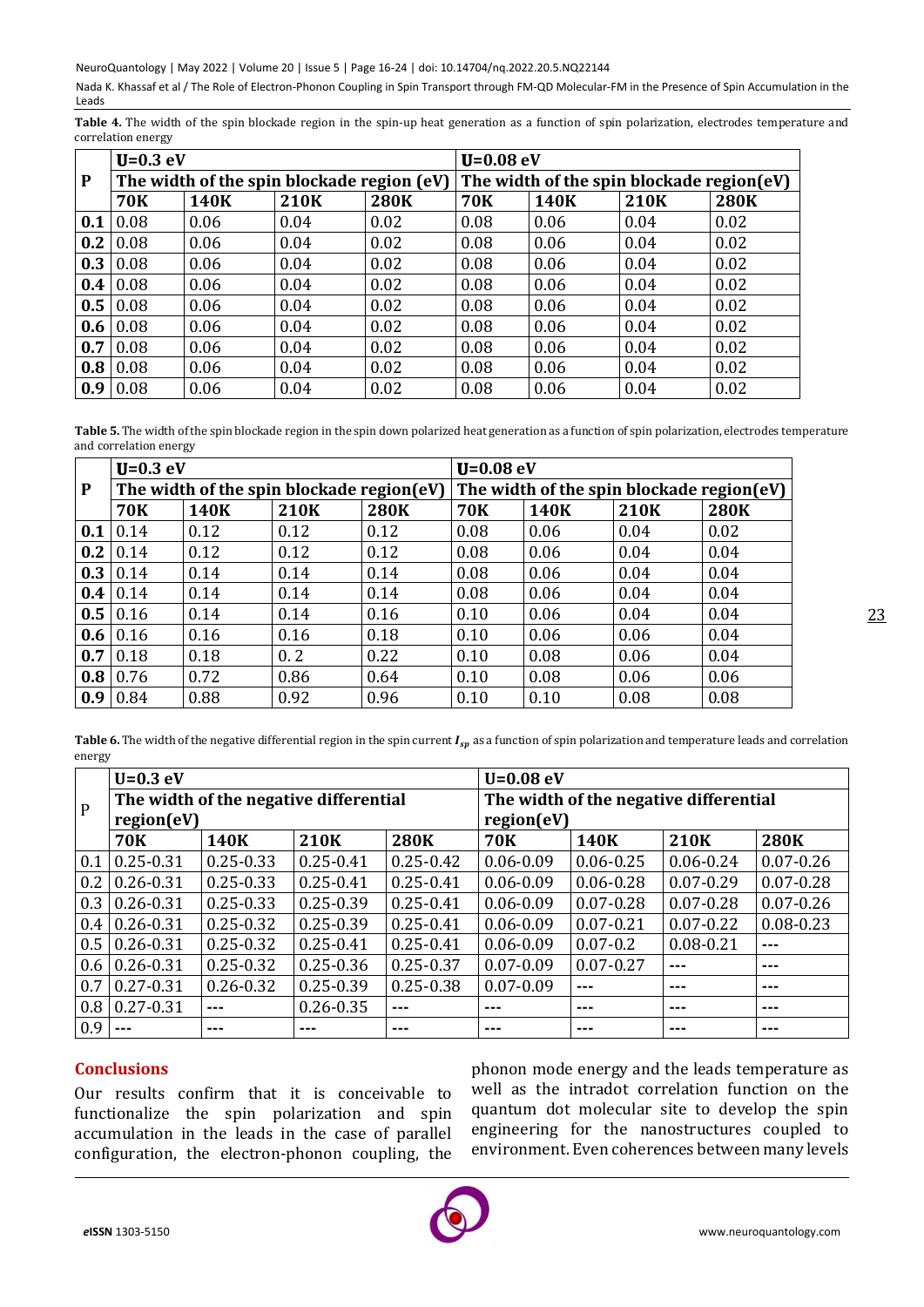**Table 4.** The width of the spin blockade region in the spin-up heat generation as a function of spin polarization, electrodes temperature and correlation energy

| P | U=0.3 eV | | | | U=0.08 eV | | | |
|---|---|---|---|---|---|---|---|---|
| | The width of the spin blockade region (eV) | | | | The width of the spin blockade region(eV) | | | |
| | **70K** | **140K** | **210K** | **280K** | **70K** | **140K** | **210K** | **280K** |
| **0.1** | 0.08 | 0.06 | 0.04 | 0.02 | 0.08 | 0.06 | 0.04 | 0.02 |
| **0.2** | 0.08 | 0.06 | 0.04 | 0.02 | 0.08 | 0.06 | 0.04 | 0.02 |
| **0.3** | 0.08 | 0.06 | 0.04 | 0.02 | 0.08 | 0.06 | 0.04 | 0.02 |
| **0.4** | 0.08 | 0.06 | 0.04 | 0.02 | 0.08 | 0.06 | 0.04 | 0.02 |
| **0.5** | 0.08 | 0.06 | 0.04 | 0.02 | 0.08 | 0.06 | 0.04 | 0.02 |
| **0.6** | 0.08 | 0.06 | 0.04 | 0.02 | 0.08 | 0.06 | 0.04 | 0.02 |
| **0.7** | 0.08 | 0.06 | 0.04 | 0.02 | 0.08 | 0.06 | 0.04 | 0.02 |
| **0.8** | 0.08 | 0.06 | 0.04 | 0.02 | 0.08 | 0.06 | 0.04 | 0.02 |
| **0.9** | 0.08 | 0.06 | 0.04 | 0.02 | 0.08 | 0.06 | 0.04 | 0.02 |

**Table 5.** The width of the spin blockade region in the spin down polarized heat generation as a function of spin polarization, electrodes temperature and correlation energy

| P | U=0.3 eV | | | | U=0.08 eV | | | |
|---|---|---|---|---|---|---|---|---|
| | The width of the spin blockade region(eV) | | | | The width of the spin blockade region(eV) | | | |
| | **70K** | **140K** | **210K** | **280K** | **70K** | **140K** | **210K** | **280K** |
| **0.1** | 0.14 | 0.12 | 0.12 | 0.12 | 0.08 | 0.06 | 0.04 | 0.02 |
| **0.2** | 0.14 | 0.12 | 0.12 | 0.12 | 0.08 | 0.06 | 0.04 | 0.04 |
| **0.3** | 0.14 | 0.14 | 0.14 | 0.14 | 0.08 | 0.06 | 0.04 | 0.04 |
| **0.4** | 0.14 | 0.14 | 0.14 | 0.14 | 0.08 | 0.06 | 0.04 | 0.04 |
| **0.5** | 0.16 | 0.14 | 0.14 | 0.16 | 0.10 | 0.06 | 0.04 | 0.04 |
| **0.6** | 0.16 | 0.16 | 0.16 | 0.18 | 0.10 | 0.06 | 0.06 | 0.04 |
| **0.7** | 0.18 | 0.18 | 0. 2 | 0.22 | 0.10 | 0.08 | 0.06 | 0.04 |
| **0.8** | 0.76 | 0.72 | 0.86 | 0.64 | 0.10 | 0.08 | 0.06 | 0.06 |
| **0.9** | 0.84 | 0.88 | 0.92 | 0.96 | 0.10 | 0.10 | 0.08 | 0.08 |

**Table 6.** The width of the negative differential region in the spin current $I_{sp}$ as a function of spin polarization and temperature leads and correlation energy

| P | U=0.3 eV | | | | U=0.08 eV | | | |
|---|---|---|---|---|---|---|---|---|
| | The width of the negative differential region(eV) | | | | The width of the negative differential region(eV) | | | |
| | **70K** | **140K** | **210K** | **280K** | **70K** | **140K** | **210K** | **280K** |
| 0.1 | 0.25-0.31 | 0.25-0.33 | 0.25-0.41 | 0.25-0.42 | 0.06-0.09 | 0.06-0.25 | 0.06-0.24 | 0.07-0.26 |
| 0.2 | 0.26-0.31 | 0.25-0.33 | 0.25-0.41 | 0.25-0.41 | 0.06-0.09 | 0.06-0.28 | 0.07-0.29 | 0.07-0.28 |
| 0.3 | 0.26-0.31 | 0.25-0.33 | 0.25-0.39 | 0.25-0.41 | 0.06-0.09 | 0.07-0.28 | 0.07-0.28 | 0.07-0.26 |
| 0.4 | 0.26-0.31 | 0.25-0.32 | 0.25-0.39 | 0.25-0.41 | 0.06-0.09 | 0.07-0.21 | 0.07-0.22 | 0.08-0.23 |
| 0.5 | 0.26-0.31 | 0.25-0.32 | 0.25-0.41 | 0.25-0.41 | 0.06-0.09 | 0.07-0.2 | 0.08-0.21 | --- |
| 0.6 | 0.26-0.31 | 0.25-0.32 | 0.25-0.36 | 0.25-0.37 | 0.07-0.09 | 0.07-0.27 | --- | --- |
| 0.7 | 0.27-0.31 | 0.26-0.32 | 0.25-0.39 | 0.25-0.38 | 0.07-0.09 | --- | --- | --- |
| 0.8 | 0.27-0.31 | --- | 0.26-0.35 | --- | --- | --- | --- | --- |
| 0.9 | --- | --- | --- | --- | --- | --- | --- | --- |

## Conclusions

Our results confirm that it is conceivable to functionalize the spin polarization and spin accumulation in the leads in the case of parallel configuration, the electron-phonon coupling, the phonon mode energy and the leads temperature as well as the intradot correlation function on the quantum dot molecular site to develop the spin engineering for the nanostructures coupled to environment. Even coherences between many levels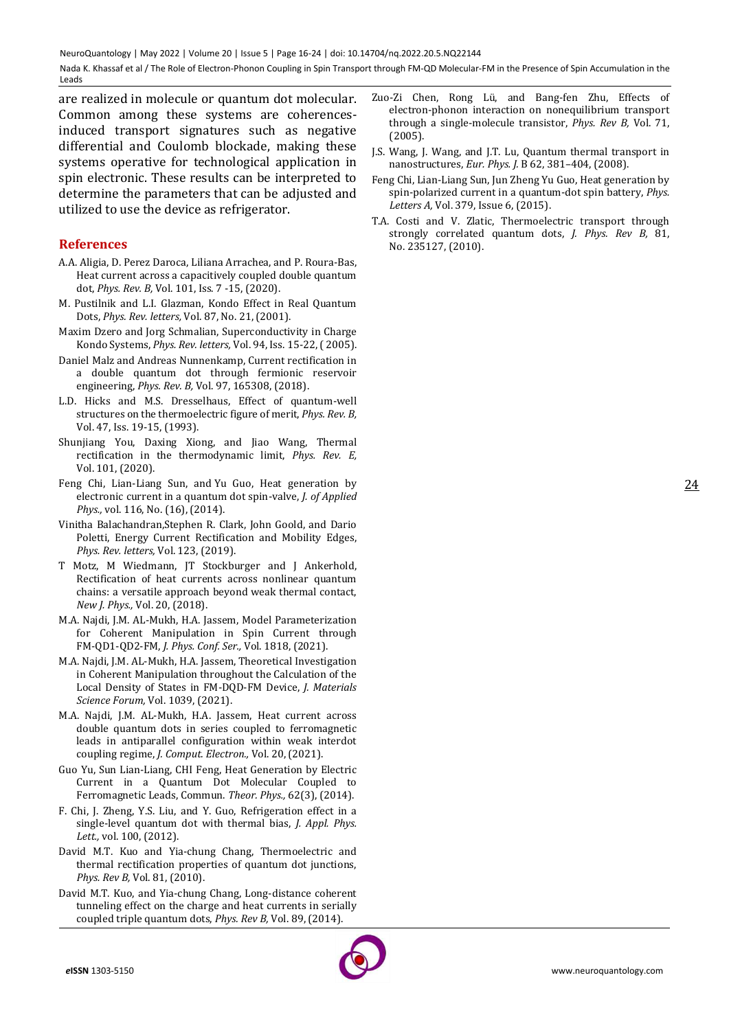are realized in molecule or quantum dot molecular. Common among these systems are coherences-induced transport signatures such as negative differential and Coulomb blockade, making these systems operative for technological application in spin electronic. These results can be interpreted to determine the parameters that can be adjusted and utilized to use the device as refrigerator.

## References

- A.A. Aligia, D. Perez Daroca, Liliana Arrachea, and P. Roura-Bas, Heat current across a capacitively coupled double quantum dot, *Phys. Rev. B,* Vol. 101, Iss. 7 -15, (2020).
- M. Pustilnik and L.I. Glazman, Kondo Effect in Real Quantum Dots, *Phys. Rev. letters,* Vol. 87, No. 21, (2001).
- Maxim Dzero and Jorg Schmalian, Superconductivity in Charge Kondo Systems, *Phys. Rev. letters,* Vol. 94, Iss. 15-22, ( 2005).
- Daniel Malz and Andreas Nunnenkamp, Current rectification in a double quantum dot through fermionic reservoir engineering, *Phys. Rev. B,* Vol. 97, 165308, (2018).
- L.D. Hicks and M.S. Dresselhaus, Effect of quantum-well structures on the thermoelectric figure of merit, *Phys. Rev. B,* Vol. 47, Iss. 19-15, (1993).
- Shunjiang You, Daxing Xiong, and Jiao Wang, Thermal rectification in the thermodynamic limit, *Phys. Rev. E,* Vol. 101, (2020).
- Feng Chi, Lian-Liang Sun, and Yu Guo, Heat generation by electronic current in a quantum dot spin-valve, *J. of Applied Phys.,* vol. 116, No. (16), (2014).
- Vinitha Balachandran,Stephen R. Clark, John Goold, and Dario Poletti, Energy Current Rectification and Mobility Edges, *Phys. Rev. letters,* Vol. 123, (2019).
- T Motz, M Wiedmann, JT Stockburger and J Ankerhold, Rectification of heat currents across nonlinear quantum chains: a versatile approach beyond weak thermal contact, *New J. Phys.,* Vol. 20, (2018).
- M.A. Najdi, J.M. AL-Mukh, H.A. Jassem, Model Parameterization for Coherent Manipulation in Spin Current through FM-QD1-QD2-FM, *J. Phys. Conf. Ser.,* Vol. 1818, (2021).
- M.A. Najdi, J.M. AL-Mukh, H.A. Jassem, Theoretical Investigation in Coherent Manipulation throughout the Calculation of the Local Density of States in FM-DQD-FM Device, *J. Materials Science Forum,* Vol. 1039, (2021).
- M.A. Najdi, J.M. AL-Mukh, H.A. Jassem, Heat current across double quantum dots in series coupled to ferromagnetic leads in antiparallel configuration within weak interdot coupling regime, *J. Comput. Electron.,* Vol. 20, (2021).
- Guo Yu, Sun Lian-Liang, CHI Feng, Heat Generation by Electric Current in a Quantum Dot Molecular Coupled to Ferromagnetic Leads, Commun. *Theor. Phys.,* 62(3), (2014).
- F. Chi, J. Zheng, Y.S. Liu, and Y. Guo, Refrigeration effect in a single-level quantum dot with thermal bias, *J. Appl. Phys. Lett.,* vol. 100, (2012).
- David M.T. Kuo and Yia-chung Chang, Thermoelectric and thermal rectification properties of quantum dot junctions, *Phys. Rev B,* Vol. 81, (2010).
- David M.T. Kuo, and Yia-chung Chang, Long-distance coherent tunneling effect on the charge and heat currents in serially coupled triple quantum dots, *Phys. Rev B,* Vol. 89, (2014).
- Zuo-Zi Chen, Rong Lü, and Bang-fen Zhu, Effects of electron-phonon interaction on nonequilibrium transport through a single-molecule transistor, *Phys. Rev B,* Vol. 71, (2005).
- J.S. Wang, J. Wang, and J.T. Lu, Quantum thermal transport in nanostructures, *Eur. Phys. J.* B 62, 381–404, (2008).
- Feng Chi, Lian-Liang Sun, Jun Zheng Yu Guo, Heat generation by spin-polarized current in a quantum-dot spin battery, *Phys. Letters A,* Vol. 379, Issue 6, (2015).
- T.A. Costi and V. Zlatic, Thermoelectric transport through strongly correlated quantum dots, *J. Phys. Rev B,* 81, No. 235127, (2010).